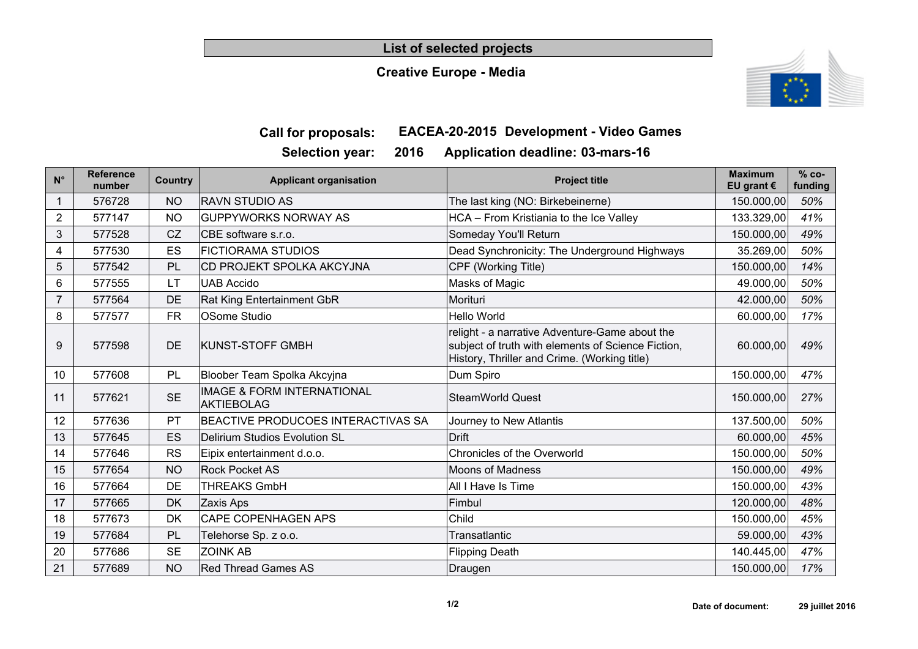# List of selected projects

## Creative Europe - Media

**Call for proposals:** **EACEA-20-2015 Development - Video Games**

**Selection year:** **2016** **Application deadline: 03-mars-16**

| N° | Reference number | Country | Applicant organisation | Project title | Maximum EU grant € | % co-funding |
|---|---|---|---|---|---|---|
| 1 | 576728 | NO | RAVN STUDIO AS | The last king (NO: Birkebeinerne) | 150.000,00 | *50%* |
| 2 | 577147 | NO | GUPPYWORKS NORWAY AS | HCA – From Kristiania to the Ice Valley | 133.329,00 | *41%* |
| 3 | 577528 | CZ | CBE software s.r.o. | Someday You'll Return | 150.000,00 | *49%* |
| 4 | 577530 | ES | FICTIORAMA STUDIOS | Dead Synchronicity: The Underground Highways | 35.269,00 | *50%* |
| 5 | 577542 | PL | CD PROJEKT SPOLKA AKCYJNA | CPF (Working Title) | 150.000,00 | *14%* |
| 6 | 577555 | LT | UAB Accido | Masks of Magic | 49.000,00 | *50%* |
| 7 | 577564 | DE | Rat King Entertainment GbR | Morituri | 42.000,00 | *50%* |
| 8 | 577577 | FR | OSome Studio | Hello World | 60.000,00 | *17%* |
| 9 | 577598 | DE | KUNST-STOFF GMBH | relight - a narrative Adventure-Game about the subject of truth with elements of Science Fiction, History, Thriller and Crime. (Working title) | 60.000,00 | *49%* |
| 10 | 577608 | PL | Bloober Team Spolka Akcyjna | Dum Spiro | 150.000,00 | *47%* |
| 11 | 577621 | SE | IMAGE & FORM INTERNATIONAL AKTIEBOLAG | SteamWorld Quest | 150.000,00 | *27%* |
| 12 | 577636 | PT | BEACTIVE PRODUCOES INTERACTIVAS SA | Journey to New Atlantis | 137.500,00 | *50%* |
| 13 | 577645 | ES | Delirium Studios Evolution SL | Drift | 60.000,00 | *45%* |
| 14 | 577646 | RS | Eipix entertainment d.o.o. | Chronicles of the Overworld | 150.000,00 | *50%* |
| 15 | 577654 | NO | Rock Pocket AS | Moons of Madness | 150.000,00 | *49%* |
| 16 | 577664 | DE | THREAKS GmbH | All I Have Is Time | 150.000,00 | *43%* |
| 17 | 577665 | DK | Zaxis Aps | Fimbul | 120.000,00 | *48%* |
| 18 | 577673 | DK | CAPE COPENHAGEN APS | Child | 150.000,00 | *45%* |
| 19 | 577684 | PL | Telehorse Sp. z o.o. | Transatlantic | 59.000,00 | *43%* |
| 20 | 577686 | SE | ZOINK AB | Flipping Death | 140.445,00 | *47%* |
| 21 | 577689 | NO | Red Thread Games AS | Draugen | 150.000,00 | *17%* |

**Date of document:** **29 juillet 2016**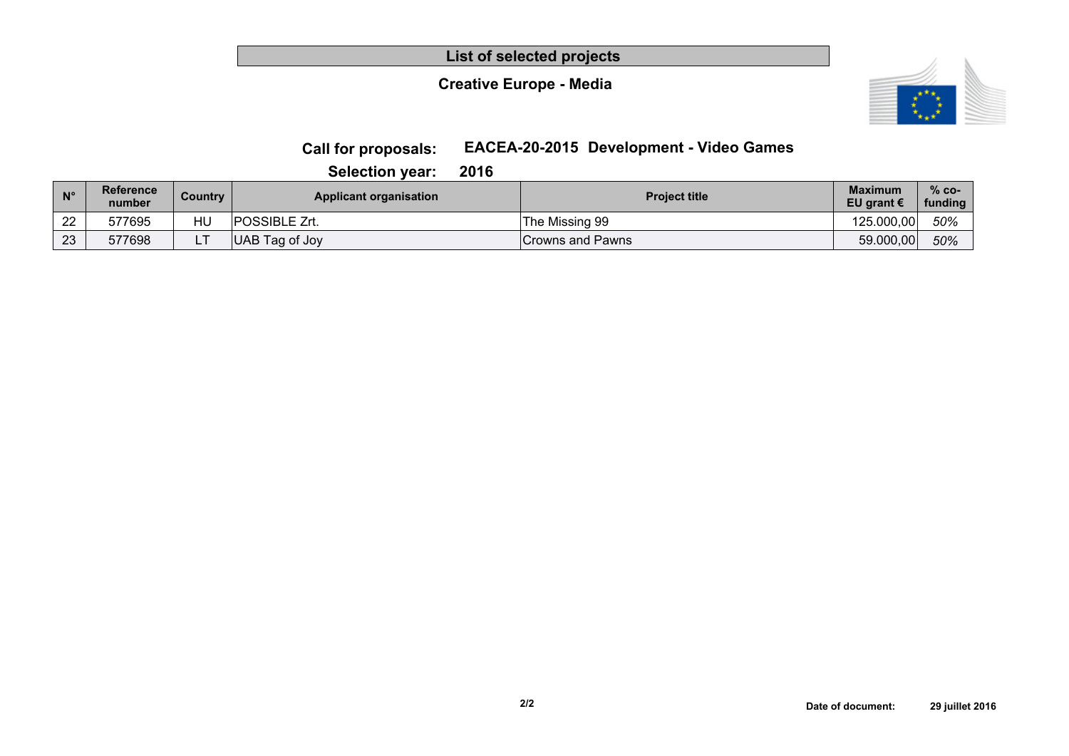# List of selected projects

## Creative Europe - Media

**Call for proposals:** **EACEA-20-2015 Development - Video Games**

**Selection year:** **2016**

| N° | Reference number | Country | Applicant organisation | Project title | Maximum EU grant € | % co-funding |
|---|---|---|---|---|---|---|
| 22 | 577695 | HU | POSSIBLE Zrt. | The Missing 99 | 125.000,00 | *50%* |
| 23 | 577698 | LT | UAB Tag of Joy | Crowns and Pawns | 59.000,00 | *50%* |

**Date of document:** **29 juillet 2016**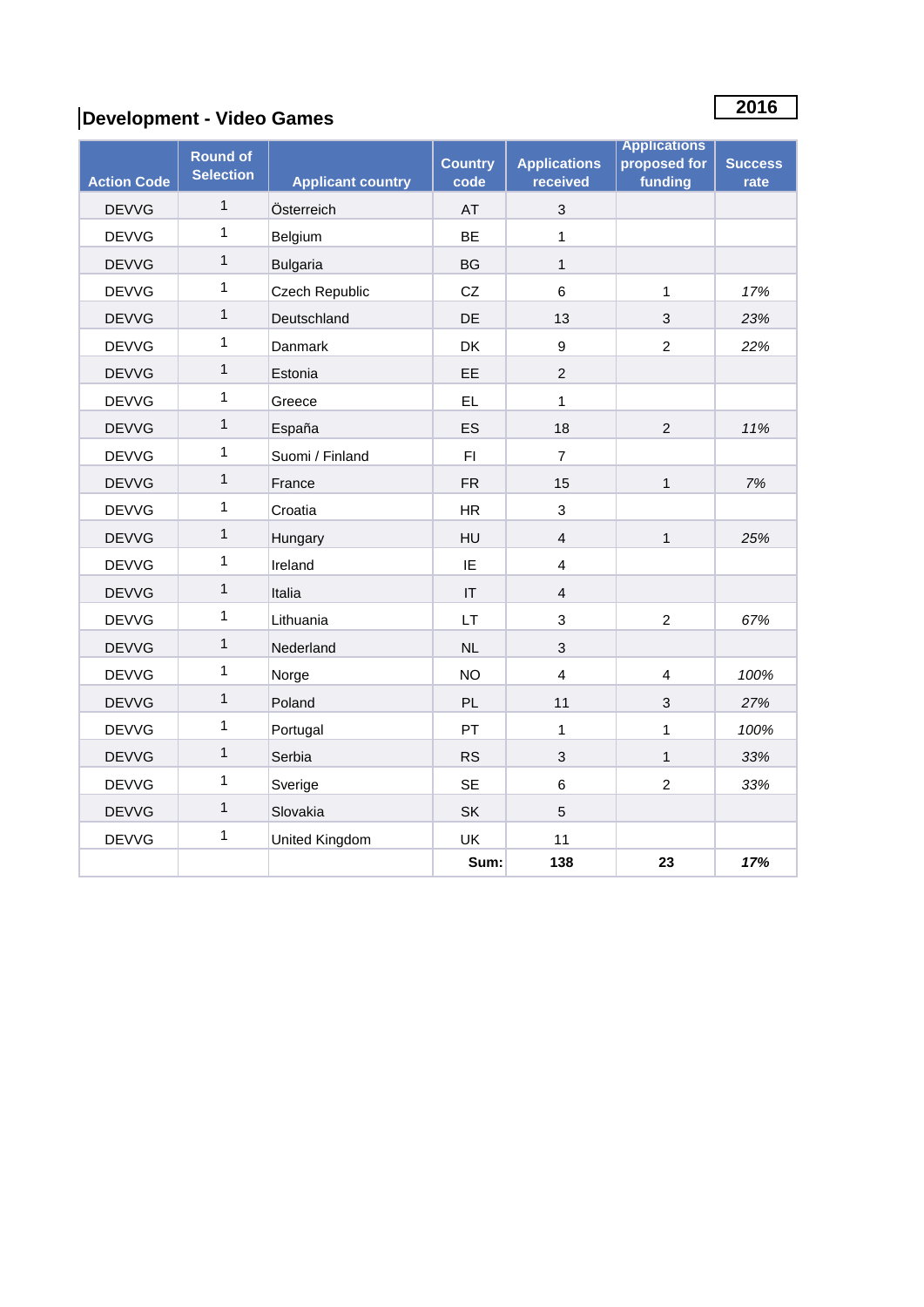## Development - Video Games

**2016**

| Action Code | Round of Selection | Applicant country | Country code | Applications received | Applications proposed for funding | Success rate |
|---|---|---|---|---|---|---|
| DEVVG | 1 | Österreich | AT | 3 | | |
| DEVVG | 1 | Belgium | BE | 1 | | |
| DEVVG | 1 | Bulgaria | BG | 1 | | |
| DEVVG | 1 | Czech Republic | CZ | 6 | 1 | *17%* |
| DEVVG | 1 | Deutschland | DE | 13 | 3 | *23%* |
| DEVVG | 1 | Danmark | DK | 9 | 2 | *22%* |
| DEVVG | 1 | Estonia | EE | 2 | | |
| DEVVG | 1 | Greece | EL | 1 | | |
| DEVVG | 1 | España | ES | 18 | 2 | *11%* |
| DEVVG | 1 | Suomi / Finland | FI | 7 | | |
| DEVVG | 1 | France | FR | 15 | 1 | *7%* |
| DEVVG | 1 | Croatia | HR | 3 | | |
| DEVVG | 1 | Hungary | HU | 4 | 1 | *25%* |
| DEVVG | 1 | Ireland | IE | 4 | | |
| DEVVG | 1 | Italia | IT | 4 | | |
| DEVVG | 1 | Lithuania | LT | 3 | 2 | *67%* |
| DEVVG | 1 | Nederland | NL | 3 | | |
| DEVVG | 1 | Norge | NO | 4 | 4 | *100%* |
| DEVVG | 1 | Poland | PL | 11 | 3 | *27%* |
| DEVVG | 1 | Portugal | PT | 1 | 1 | *100%* |
| DEVVG | 1 | Serbia | RS | 3 | 1 | *33%* |
| DEVVG | 1 | Sverige | SE | 6 | 2 | *33%* |
| DEVVG | 1 | Slovakia | SK | 5 | | |
| DEVVG | 1 | United Kingdom | UK | 11 | | |
| | | | **Sum:** | **138** | **23** | ***17%*** |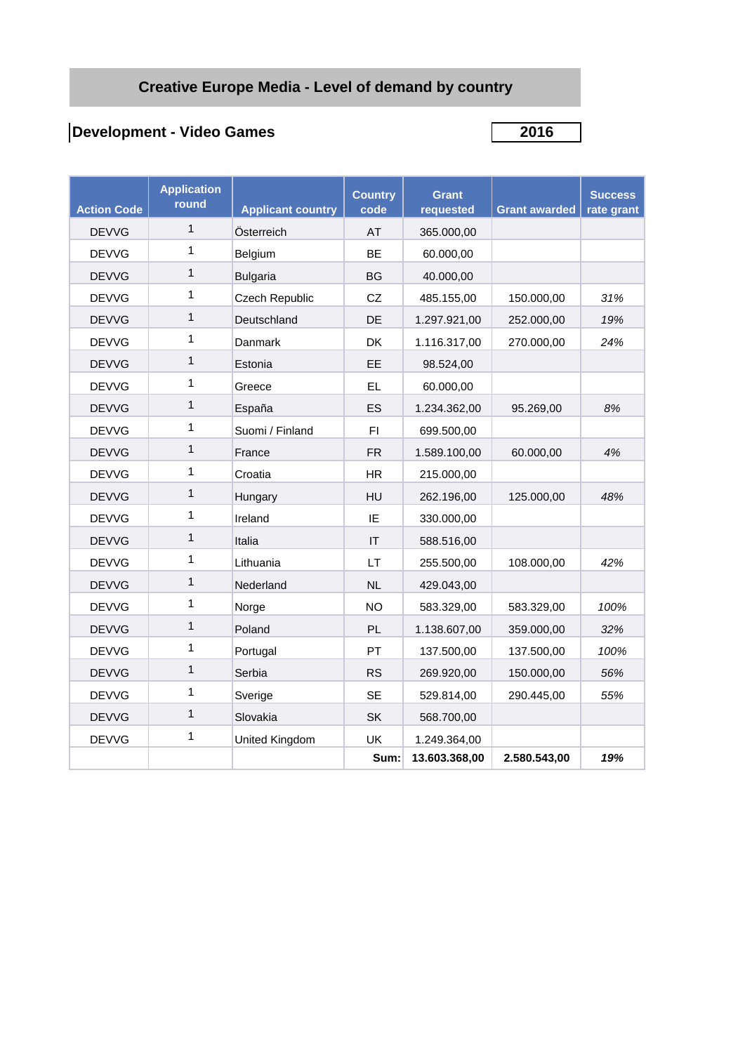# Creative Europe Media - Level of demand by country

## Development - Video Games

**2016**

| Action Code | Application round | Applicant country | Country code | Grant requested | Grant awarded | Success rate grant |
|---|---|---|---|---|---|---|
| DEVVG | 1 | Österreich | AT | 365.000,00 | | |
| DEVVG | 1 | Belgium | BE | 60.000,00 | | |
| DEVVG | 1 | Bulgaria | BG | 40.000,00 | | |
| DEVVG | 1 | Czech Republic | CZ | 485.155,00 | 150.000,00 | *31%* |
| DEVVG | 1 | Deutschland | DE | 1.297.921,00 | 252.000,00 | *19%* |
| DEVVG | 1 | Danmark | DK | 1.116.317,00 | 270.000,00 | *24%* |
| DEVVG | 1 | Estonia | EE | 98.524,00 | | |
| DEVVG | 1 | Greece | EL | 60.000,00 | | |
| DEVVG | 1 | España | ES | 1.234.362,00 | 95.269,00 | *8%* |
| DEVVG | 1 | Suomi / Finland | FI | 699.500,00 | | |
| DEVVG | 1 | France | FR | 1.589.100,00 | 60.000,00 | *4%* |
| DEVVG | 1 | Croatia | HR | 215.000,00 | | |
| DEVVG | 1 | Hungary | HU | 262.196,00 | 125.000,00 | *48%* |
| DEVVG | 1 | Ireland | IE | 330.000,00 | | |
| DEVVG | 1 | Italia | IT | 588.516,00 | | |
| DEVVG | 1 | Lithuania | LT | 255.500,00 | 108.000,00 | *42%* |
| DEVVG | 1 | Nederland | NL | 429.043,00 | | |
| DEVVG | 1 | Norge | NO | 583.329,00 | 583.329,00 | *100%* |
| DEVVG | 1 | Poland | PL | 1.138.607,00 | 359.000,00 | *32%* |
| DEVVG | 1 | Portugal | PT | 137.500,00 | 137.500,00 | *100%* |
| DEVVG | 1 | Serbia | RS | 269.920,00 | 150.000,00 | *56%* |
| DEVVG | 1 | Sverige | SE | 529.814,00 | 290.445,00 | *55%* |
| DEVVG | 1 | Slovakia | SK | 568.700,00 | | |
| DEVVG | 1 | United Kingdom | UK | 1.249.364,00 | | |
| | | | **Sum:** | **13.603.368,00** | **2.580.543,00** | ***19%*** |